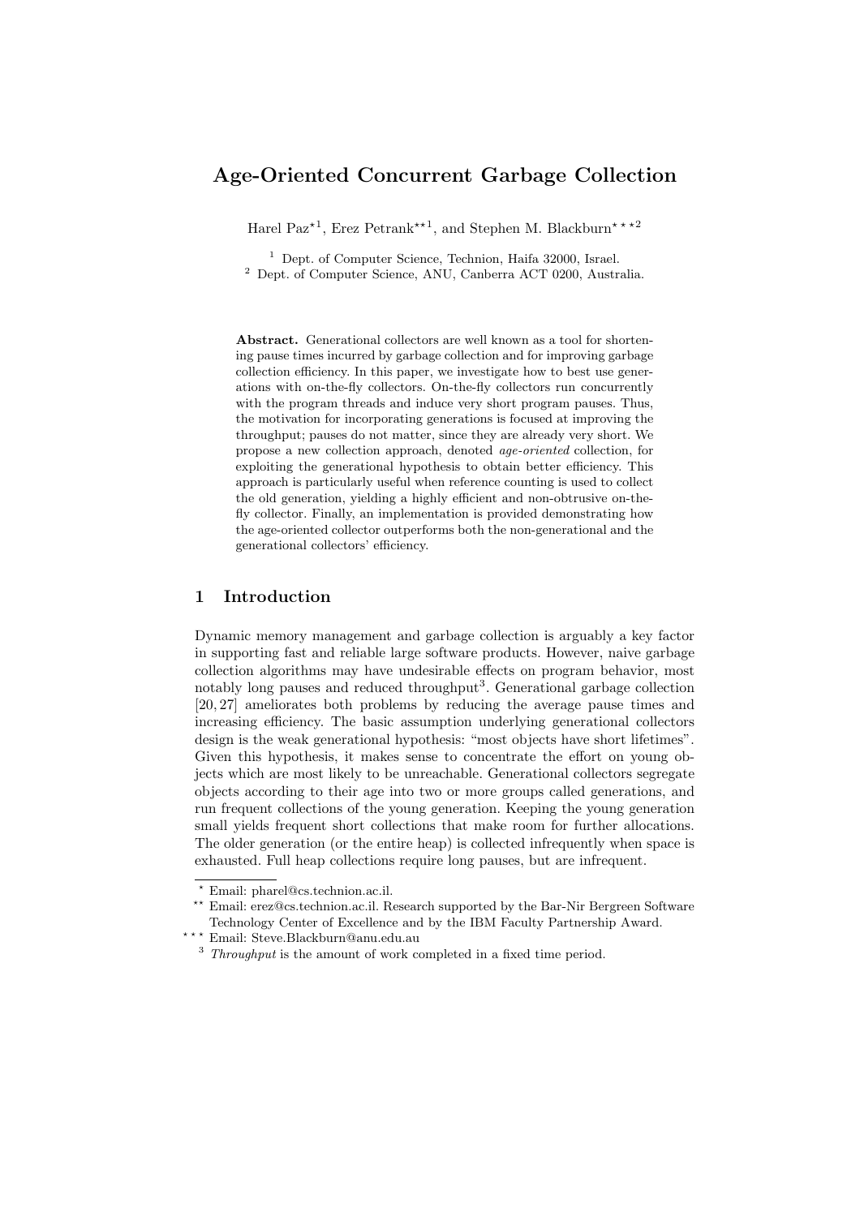# Age-Oriented Concurrent Garbage Collection

Harel Paz[⋆1], Erez Petrank[⋆⋆1], and Stephen M. Blackburn[⋆⋆⋆2]

[1] Dept. of Computer Science, Technion, Haifa 32000, Israel.
[2] Dept. of Computer Science, ANU, Canberra ACT 0200, Australia.

**Abstract.** Generational collectors are well known as a tool for shortening pause times incurred by garbage collection and for improving garbage collection efficiency. In this paper, we investigate how to best use generations with on-the-fly collectors. On-the-fly collectors run concurrently with the program threads and induce very short program pauses. Thus, the motivation for incorporating generations is focused at improving the throughput; pauses do not matter, since they are already very short. We propose a new collection approach, denoted *age-oriented* collection, for exploiting the generational hypothesis to obtain better efficiency. This approach is particularly useful when reference counting is used to collect the old generation, yielding a highly efficient and non-obtrusive on-the-fly collector. Finally, an implementation is provided demonstrating how the age-oriented collector outperforms both the non-generational and the generational collectors' efficiency.

## 1 Introduction

Dynamic memory management and garbage collection is arguably a key factor in supporting fast and reliable large software products. However, naive garbage collection algorithms may have undesirable effects on program behavior, most notably long pauses and reduced throughput[3]. Generational garbage collection [20, 27] ameliorates both problems by reducing the average pause times and increasing efficiency. The basic assumption underlying generational collectors design is the weak generational hypothesis: "most objects have short lifetimes". Given this hypothesis, it makes sense to concentrate the effort on young objects which are most likely to be unreachable. Generational collectors segregate objects according to their age into two or more groups called generations, and run frequent collections of the young generation. Keeping the young generation small yields frequent short collections that make room for further allocations. The older generation (or the entire heap) is collected infrequently when space is exhausted. Full heap collections require long pauses, but are infrequent.

[⋆] Email: pharel@cs.technion.ac.il.
[⋆⋆] Email: erez@cs.technion.ac.il. Research supported by the Bar-Nir Bergreen Software Technology Center of Excellence and by the IBM Faculty Partnership Award.
[⋆⋆⋆] Email: Steve.Blackburn@anu.edu.au
[3] *Throughput* is the amount of work completed in a fixed time period.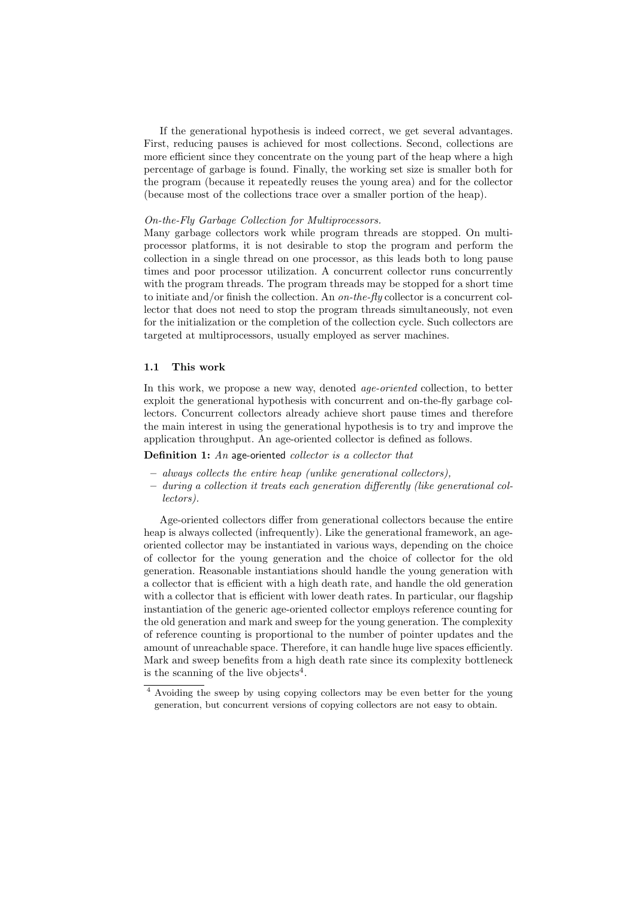If the generational hypothesis is indeed correct, we get several advantages. First, reducing pauses is achieved for most collections. Second, collections are more efficient since they concentrate on the young part of the heap where a high percentage of garbage is found. Finally, the working set size is smaller both for the program (because it repeatedly reuses the young area) and for the collector (because most of the collections trace over a smaller portion of the heap).

*On-the-Fly Garbage Collection for Multiprocessors.*
Many garbage collectors work while program threads are stopped. On multiprocessor platforms, it is not desirable to stop the program and perform the collection in a single thread on one processor, as this leads both to long pause times and poor processor utilization. A concurrent collector runs concurrently with the program threads. The program threads may be stopped for a short time to initiate and/or finish the collection. An *on-the-fly* collector is a concurrent collector that does not need to stop the program threads simultaneously, not even for the initialization or the completion of the collection cycle. Such collectors are targeted at multiprocessors, usually employed as server machines.

### 1.1 This work

In this work, we propose a new way, denoted *age-oriented* collection, to better exploit the generational hypothesis with concurrent and on-the-fly garbage collectors. Concurrent collectors already achieve short pause times and therefore the main interest in using the generational hypothesis is to try and improve the application throughput. An age-oriented collector is defined as follows.

**Definition 1:** *An* age-oriented *collector is a collector that*

- *always collects the entire heap (unlike generational collectors),*
- *during a collection it treats each generation differently (like generational collectors).*

Age-oriented collectors differ from generational collectors because the entire heap is always collected (infrequently). Like the generational framework, an age-oriented collector may be instantiated in various ways, depending on the choice of collector for the young generation and the choice of collector for the old generation. Reasonable instantiations should handle the young generation with a collector that is efficient with a high death rate, and handle the old generation with a collector that is efficient with lower death rates. In particular, our flagship instantiation of the generic age-oriented collector employs reference counting for the old generation and mark and sweep for the young generation. The complexity of reference counting is proportional to the number of pointer updates and the amount of unreachable space. Therefore, it can handle huge live spaces efficiently. Mark and sweep benefits from a high death rate since its complexity bottleneck is the scanning of the live objects[4].

[4] Avoiding the sweep by using copying collectors may be even better for the young generation, but concurrent versions of copying collectors are not easy to obtain.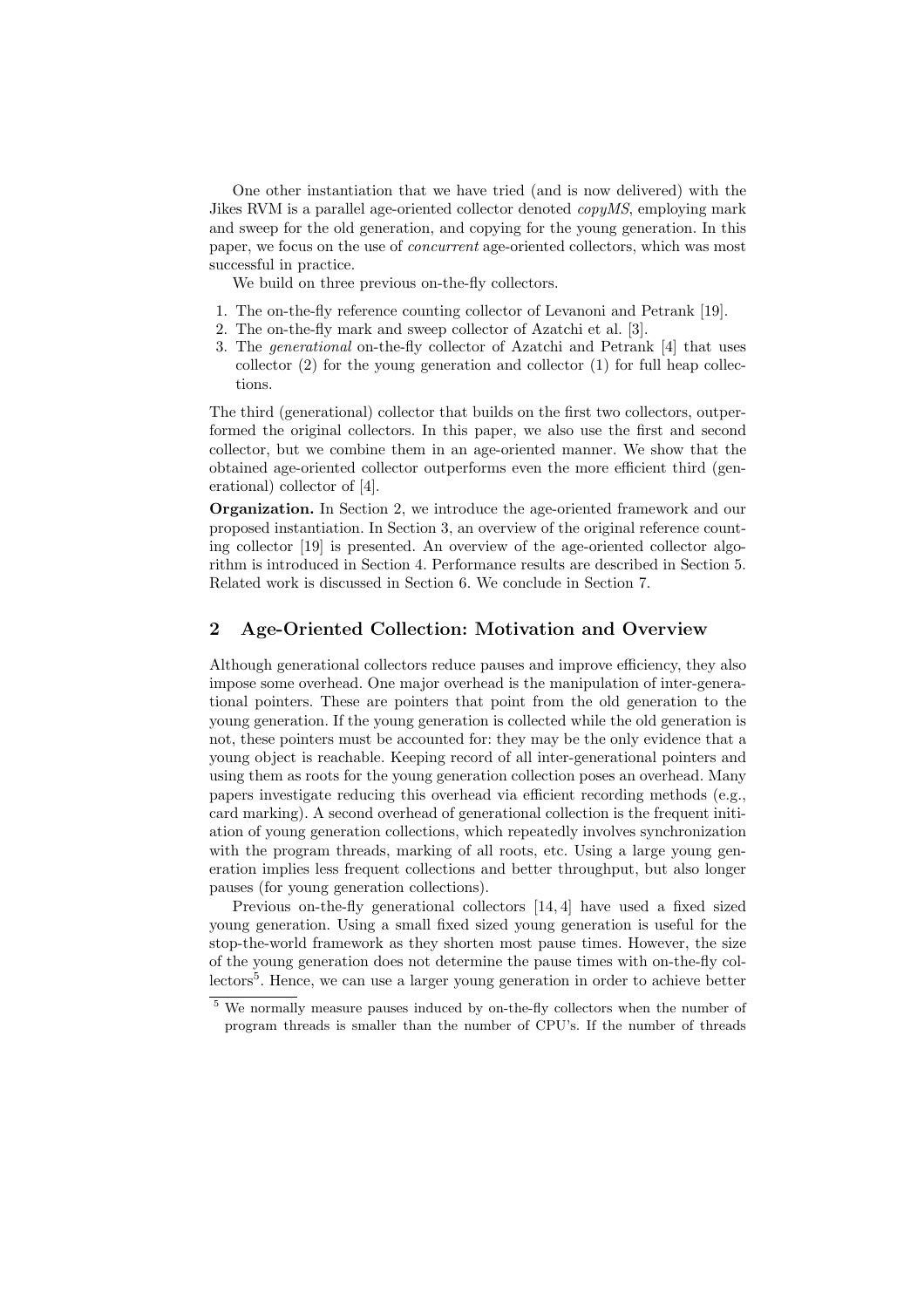One other instantiation that we have tried (and is now delivered) with the Jikes RVM is a parallel age-oriented collector denoted *copyMS*, employing mark and sweep for the old generation, and copying for the young generation. In this paper, we focus on the use of *concurrent* age-oriented collectors, which was most successful in practice.

We build on three previous on-the-fly collectors.

1. The on-the-fly reference counting collector of Levanoni and Petrank [19].
2. The on-the-fly mark and sweep collector of Azatchi et al. [3].
3. The *generational* on-the-fly collector of Azatchi and Petrank [4] that uses collector (2) for the young generation and collector (1) for full heap collections.

The third (generational) collector that builds on the first two collectors, outperformed the original collectors. In this paper, we also use the first and second collector, but we combine them in an age-oriented manner. We show that the obtained age-oriented collector outperforms even the more efficient third (generational) collector of [4].

**Organization.** In Section 2, we introduce the age-oriented framework and our proposed instantiation. In Section 3, an overview of the original reference counting collector [19] is presented. An overview of the age-oriented collector algorithm is introduced in Section 4. Performance results are described in Section 5. Related work is discussed in Section 6. We conclude in Section 7.

## 2 Age-Oriented Collection: Motivation and Overview

Although generational collectors reduce pauses and improve efficiency, they also impose some overhead. One major overhead is the manipulation of inter-generational pointers. These are pointers that point from the old generation to the young generation. If the young generation is collected while the old generation is not, these pointers must be accounted for: they may be the only evidence that a young object is reachable. Keeping record of all inter-generational pointers and using them as roots for the young generation collection poses an overhead. Many papers investigate reducing this overhead via efficient recording methods (e.g., card marking). A second overhead of generational collection is the frequent initiation of young generation collections, which repeatedly involves synchronization with the program threads, marking of all roots, etc. Using a large young generation implies less frequent collections and better throughput, but also longer pauses (for young generation collections).

Previous on-the-fly generational collectors [14, 4] have used a fixed sized young generation. Using a small fixed sized young generation is useful for the stop-the-world framework as they shorten most pause times. However, the size of the young generation does not determine the pause times with on-the-fly collectors[5]. Hence, we can use a larger young generation in order to achieve better

[5] We normally measure pauses induced by on-the-fly collectors when the number of program threads is smaller than the number of CPU's. If the number of threads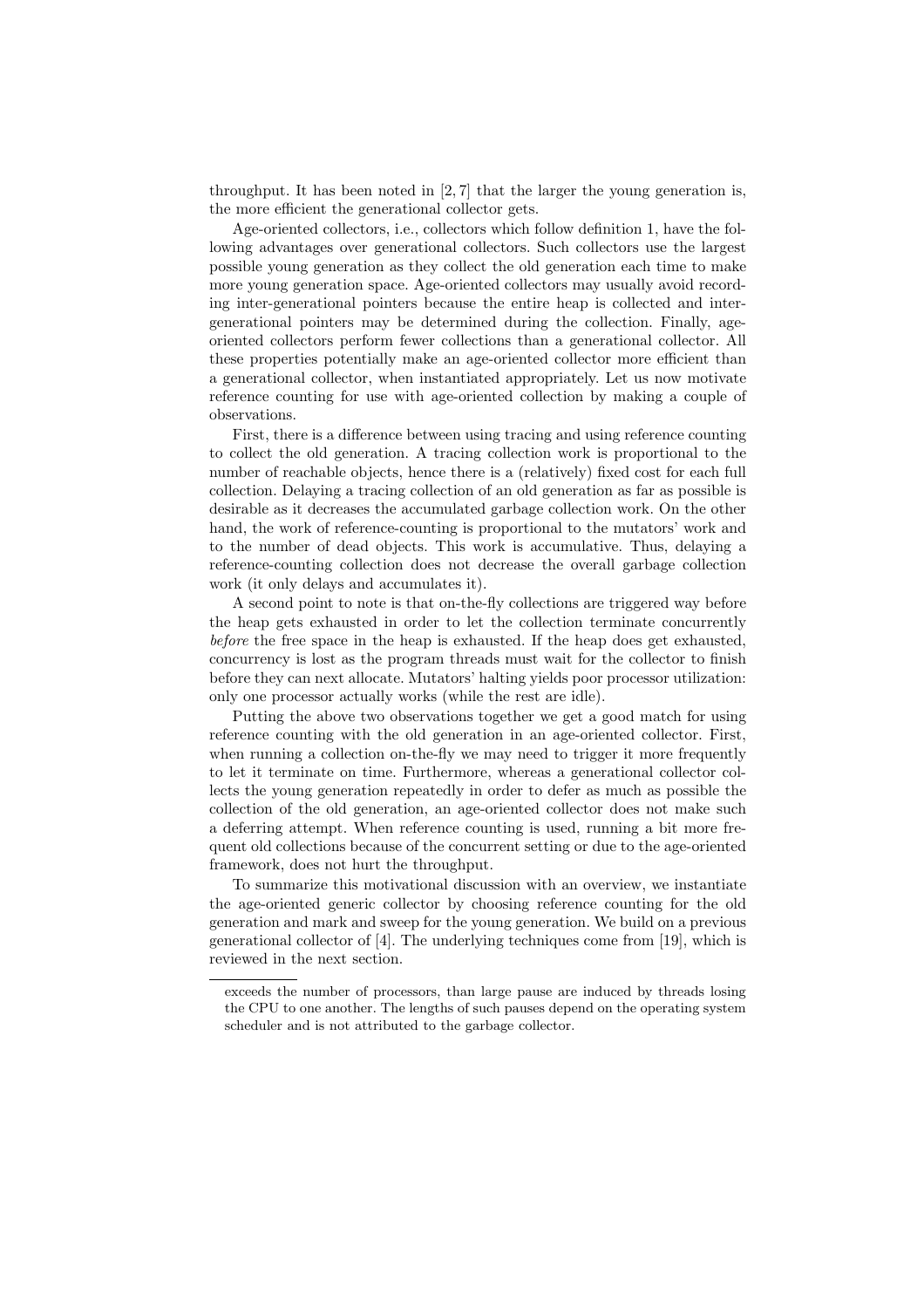throughput. It has been noted in [2, 7] that the larger the young generation is, the more efficient the generational collector gets.

Age-oriented collectors, i.e., collectors which follow definition 1, have the following advantages over generational collectors. Such collectors use the largest possible young generation as they collect the old generation each time to make more young generation space. Age-oriented collectors may usually avoid recording inter-generational pointers because the entire heap is collected and inter-generational pointers may be determined during the collection. Finally, age-oriented collectors perform fewer collections than a generational collector. All these properties potentially make an age-oriented collector more efficient than a generational collector, when instantiated appropriately. Let us now motivate reference counting for use with age-oriented collection by making a couple of observations.

First, there is a difference between using tracing and using reference counting to collect the old generation. A tracing collection work is proportional to the number of reachable objects, hence there is a (relatively) fixed cost for each full collection. Delaying a tracing collection of an old generation as far as possible is desirable as it decreases the accumulated garbage collection work. On the other hand, the work of reference-counting is proportional to the mutators' work and to the number of dead objects. This work is accumulative. Thus, delaying a reference-counting collection does not decrease the overall garbage collection work (it only delays and accumulates it).

A second point to note is that on-the-fly collections are triggered way before the heap gets exhausted in order to let the collection terminate concurrently *before* the free space in the heap is exhausted. If the heap does get exhausted, concurrency is lost as the program threads must wait for the collector to finish before they can next allocate. Mutators' halting yields poor processor utilization: only one processor actually works (while the rest are idle).

Putting the above two observations together we get a good match for using reference counting with the old generation in an age-oriented collector. First, when running a collection on-the-fly we may need to trigger it more frequently to let it terminate on time. Furthermore, whereas a generational collector collects the young generation repeatedly in order to defer as much as possible the collection of the old generation, an age-oriented collector does not make such a deferring attempt. When reference counting is used, running a bit more frequent old collections because of the concurrent setting or due to the age-oriented framework, does not hurt the throughput.

To summarize this motivational discussion with an overview, we instantiate the age-oriented generic collector by choosing reference counting for the old generation and mark and sweep for the young generation. We build on a previous generational collector of [4]. The underlying techniques come from [19], which is reviewed in the next section.

---

exceeds the number of processors, than large pause are induced by threads losing the CPU to one another. The lengths of such pauses depend on the operating system scheduler and is not attributed to the garbage collector.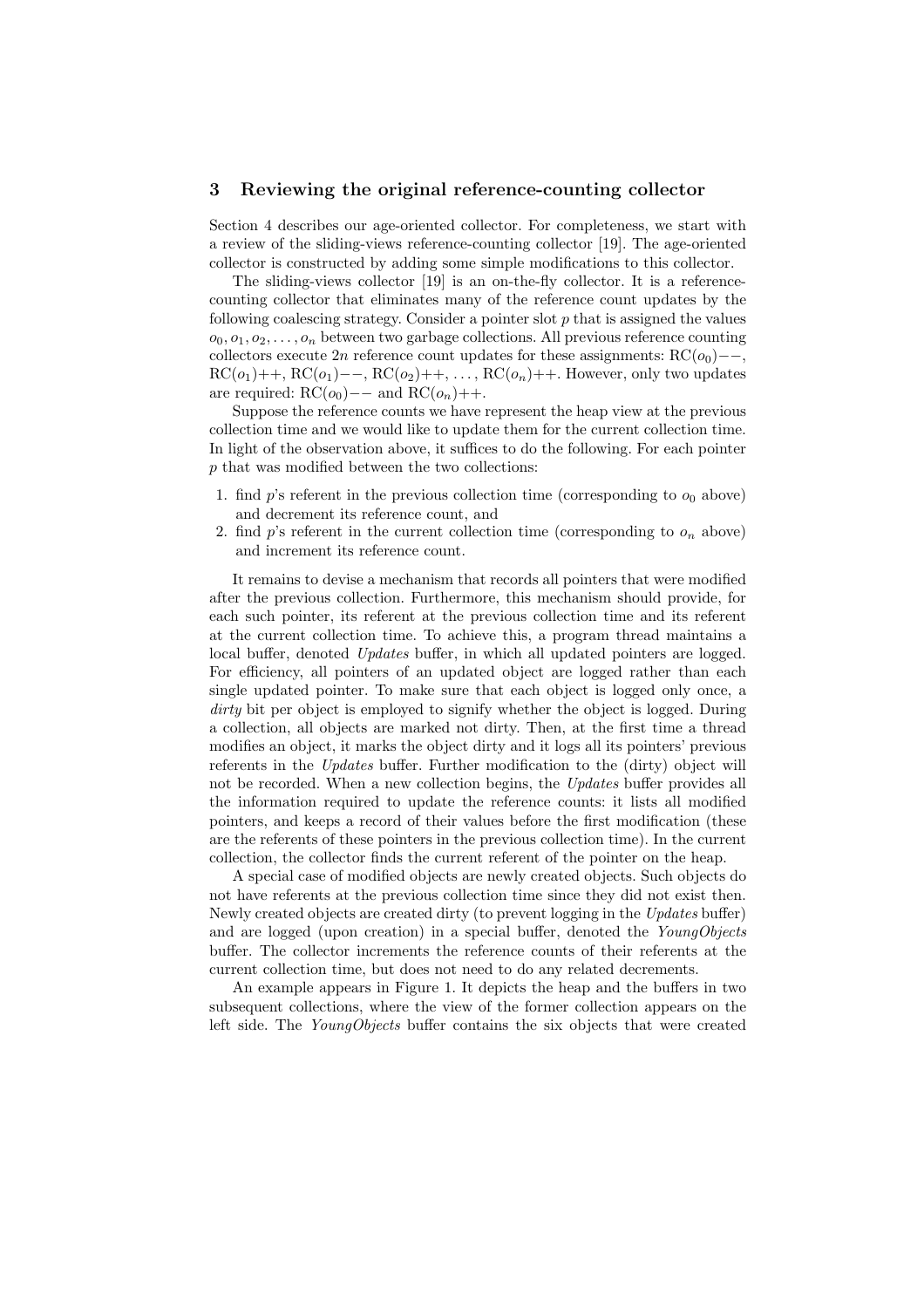## 3 Reviewing the original reference-counting collector

Section 4 describes our age-oriented collector. For completeness, we start with a review of the sliding-views reference-counting collector [19]. The age-oriented collector is constructed by adding some simple modifications to this collector.

The sliding-views collector [19] is an on-the-fly collector. It is a reference-counting collector that eliminates many of the reference count updates by the following coalescing strategy. Consider a pointer slot $p$ that is assigned the values $o_0, o_1, o_2, \ldots, o_n$ between two garbage collections. All previous reference counting collectors execute $2n$ reference count updates for these assignments: $\mathrm{RC}(o_0){-}{-}$, $\mathrm{RC}(o_1){+}{+}$, $\mathrm{RC}(o_1){-}{-}$, $\mathrm{RC}(o_2){+}{+}$, $\ldots$, $\mathrm{RC}(o_n){+}{+}$. However, only two updates are required: $\mathrm{RC}(o_0){-}{-}$ and $\mathrm{RC}(o_n){+}{+}$.

Suppose the reference counts we have represent the heap view at the previous collection time and we would like to update them for the current collection time. In light of the observation above, it suffices to do the following. For each pointer $p$ that was modified between the two collections:

1. find $p$'s referent in the previous collection time (corresponding to $o_0$ above) and decrement its reference count, and
2. find $p$'s referent in the current collection time (corresponding to $o_n$ above) and increment its reference count.

It remains to devise a mechanism that records all pointers that were modified after the previous collection. Furthermore, this mechanism should provide, for each such pointer, its referent at the previous collection time and its referent at the current collection time. To achieve this, a program thread maintains a local buffer, denoted *Updates* buffer, in which all updated pointers are logged. For efficiency, all pointers of an updated object are logged rather than each single updated pointer. To make sure that each object is logged only once, a *dirty* bit per object is employed to signify whether the object is logged. During a collection, all objects are marked not dirty. Then, at the first time a thread modifies an object, it marks the object dirty and it logs all its pointers' previous referents in the *Updates* buffer. Further modification to the (dirty) object will not be recorded. When a new collection begins, the *Updates* buffer provides all the information required to update the reference counts: it lists all modified pointers, and keeps a record of their values before the first modification (these are the referents of these pointers in the previous collection time). In the current collection, the collector finds the current referent of the pointer on the heap.

A special case of modified objects are newly created objects. Such objects do not have referents at the previous collection time since they did not exist then. Newly created objects are created dirty (to prevent logging in the *Updates* buffer) and are logged (upon creation) in a special buffer, denoted the *YoungObjects* buffer. The collector increments the reference counts of their referents at the current collection time, but does not need to do any related decrements.

An example appears in Figure 1. It depicts the heap and the buffers in two subsequent collections, where the view of the former collection appears on the left side. The *YoungObjects* buffer contains the six objects that were created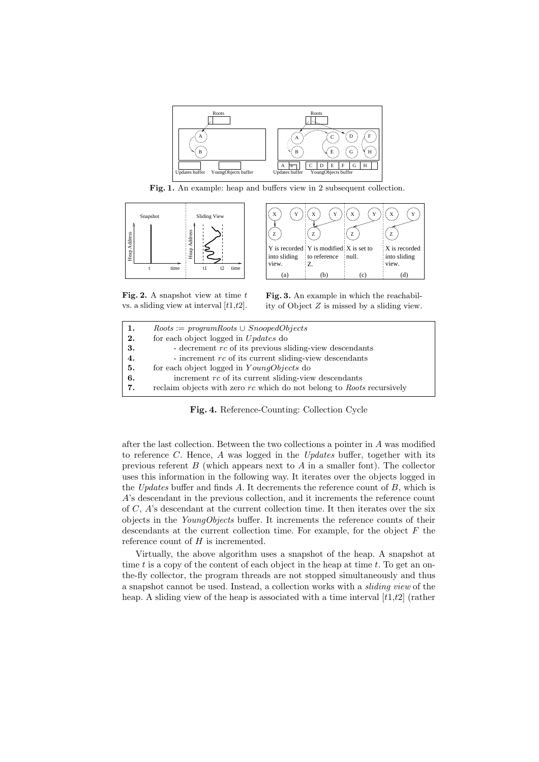**Fig. 1.** An example: heap and buffers view in 2 subsequent collection.

**Fig. 2.** A snapshot view at time $t$ vs. a sliding view at interval $[t1,t2]$.

**Fig. 3.** An example in which the reachability of Object $Z$ is missed by a sliding view.

| | |
|---|---|
| **1.** | $Roots := programRoots \cup SnoopedObjects$ |
| **2.** | for each object logged in *Updates* do |
| **3.** | - decrement $rc$ of its previous sliding-view descendants |
| **4.** | - increment $rc$ of its current sliding-view descendants |
| **5.** | for each object logged in *YoungObjects* do |
| **6.** | increment $rc$ of its current sliding-view descendants |
| **7.** | reclaim objects with zero $rc$ which do not belong to *Roots* recursively |

**Fig. 4.** Reference-Counting: Collection Cycle

after the last collection. Between the two collections a pointer in $A$ was modified to reference $C$. Hence, $A$ was logged in the *Updates* buffer, together with its previous referent $B$ (which appears next to $A$ in a smaller font). The collector uses this information in the following way. It iterates over the objects logged in the *Updates* buffer and finds $A$. It decrements the reference count of $B$, which is $A$'s descendant in the previous collection, and it increments the reference count of $C$, $A$'s descendant at the current collection time. It then iterates over the six objects in the *YoungObjects* buffer. It increments the reference counts of their descendants at the current collection time. For example, for the object $F$ the reference count of $H$ is incremented.

Virtually, the above algorithm uses a snapshot of the heap. A snapshot at time $t$ is a copy of the content of each object in the heap at time $t$. To get an on-the-fly collector, the program threads are not stopped simultaneously and thus a snapshot cannot be used. Instead, a collection works with a *sliding view* of the heap. A sliding view of the heap is associated with a time interval $[t1,t2]$ (rather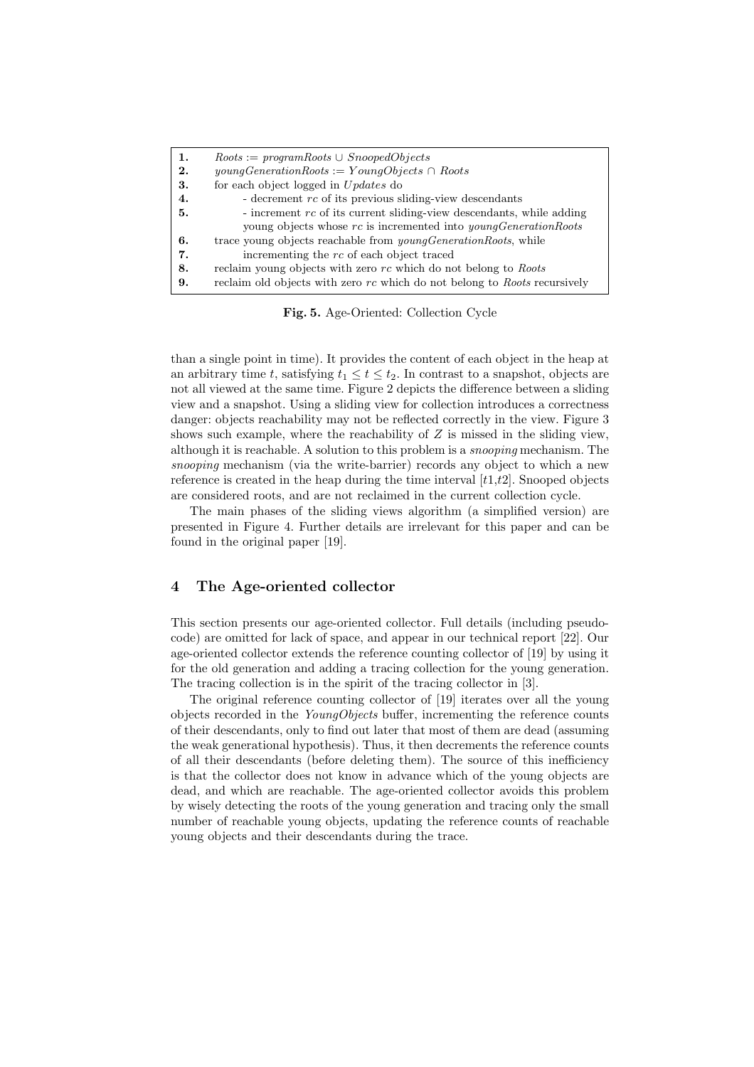| | |
|---|---|
| **1.** | *Roots* := *programRoots* ∪ *SnoopedObjects* |
| **2.** | *youngGenerationRoots* := *YoungObjects* ∩ *Roots* |
| **3.** | for each object logged in *Updates* do |
| **4.** | - decrement *rc* of its previous sliding-view descendants |
| **5.** | - increment *rc* of its current sliding-view descendants, while adding young objects whose *rc* is incremented into *youngGenerationRoots* |
| **6.** | trace young objects reachable from *youngGenerationRoots*, while |
| **7.** | incrementing the *rc* of each object traced |
| **8.** | reclaim young objects with zero *rc* which do not belong to *Roots* |
| **9.** | reclaim old objects with zero *rc* which do not belong to *Roots* recursively |

**Fig. 5.** Age-Oriented: Collection Cycle

than a single point in time). It provides the content of each object in the heap at an arbitrary time $t$, satisfying $t_1 \leq t \leq t_2$. In contrast to a snapshot, objects are not all viewed at the same time. Figure 2 depicts the difference between a sliding view and a snapshot. Using a sliding view for collection introduces a correctness danger: objects reachability may not be reflected correctly in the view. Figure 3 shows such example, where the reachability of $Z$ is missed in the sliding view, although it is reachable. A solution to this problem is a *snooping* mechanism. The *snooping* mechanism (via the write-barrier) records any object to which a new reference is created in the heap during the time interval $[t1,t2]$. Snooped objects are considered roots, and are not reclaimed in the current collection cycle.

The main phases of the sliding views algorithm (a simplified version) are presented in Figure 4. Further details are irrelevant for this paper and can be found in the original paper [19].

## 4 The Age-oriented collector

This section presents our age-oriented collector. Full details (including pseudocode) are omitted for lack of space, and appear in our technical report [22]. Our age-oriented collector extends the reference counting collector of [19] by using it for the old generation and adding a tracing collection for the young generation. The tracing collection is in the spirit of the tracing collector in [3].

The original reference counting collector of [19] iterates over all the young objects recorded in the *YoungObjects* buffer, incrementing the reference counts of their descendants, only to find out later that most of them are dead (assuming the weak generational hypothesis). Thus, it then decrements the reference counts of all their descendants (before deleting them). The source of this inefficiency is that the collector does not know in advance which of the young objects are dead, and which are reachable. The age-oriented collector avoids this problem by wisely detecting the roots of the young generation and tracing only the small number of reachable young objects, updating the reference counts of reachable young objects and their descendants during the trace.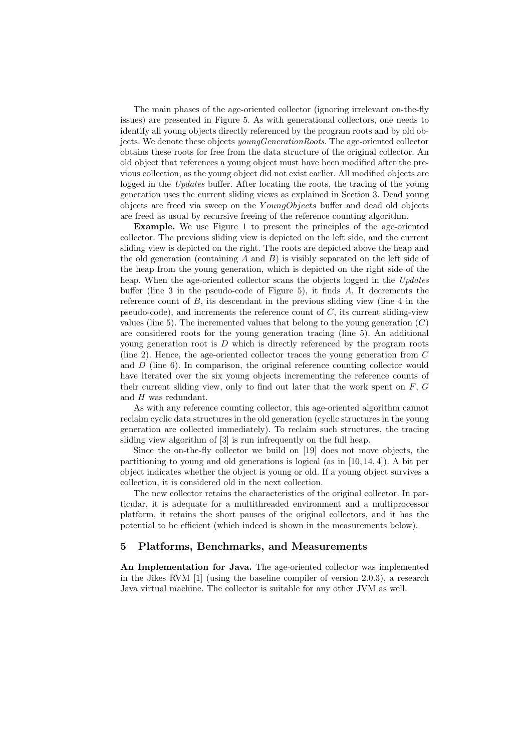The main phases of the age-oriented collector (ignoring irrelevant on-the-fly issues) are presented in Figure 5. As with generational collectors, one needs to identify all young objects directly referenced by the program roots and by old objects. We denote these objects *youngGenerationRoots*. The age-oriented collector obtains these roots for free from the data structure of the original collector. An old object that references a young object must have been modified after the previous collection, as the young object did not exist earlier. All modified objects are logged in the *Updates* buffer. After locating the roots, the tracing of the young generation uses the current sliding views as explained in Section 3. Dead young objects are freed via sweep on the $YoungObjects$ buffer and dead old objects are freed as usual by recursive freeing of the reference counting algorithm.

**Example.** We use Figure 1 to present the principles of the age-oriented collector. The previous sliding view is depicted on the left side, and the current sliding view is depicted on the right. The roots are depicted above the heap and the old generation (containing $A$ and $B$) is visibly separated on the left side of the heap from the young generation, which is depicted on the right side of the heap. When the age-oriented collector scans the objects logged in the *Updates* buffer (line 3 in the pseudo-code of Figure 5), it finds $A$. It decrements the reference count of $B$, its descendant in the previous sliding view (line 4 in the pseudo-code), and increments the reference count of $C$, its current sliding-view values (line 5). The incremented values that belong to the young generation ($C$) are considered roots for the young generation tracing (line 5). An additional young generation root is $D$ which is directly referenced by the program roots (line 2). Hence, the age-oriented collector traces the young generation from $C$ and $D$ (line 6). In comparison, the original reference counting collector would have iterated over the six young objects incrementing the reference counts of their current sliding view, only to find out later that the work spent on $F$, $G$ and $H$ was redundant.

As with any reference counting collector, this age-oriented algorithm cannot reclaim cyclic data structures in the old generation (cyclic structures in the young generation are collected immediately). To reclaim such structures, the tracing sliding view algorithm of [3] is run infrequently on the full heap.

Since the on-the-fly collector we build on [19] does not move objects, the partitioning to young and old generations is logical (as in [10, 14, 4]). A bit per object indicates whether the object is young or old. If a young object survives a collection, it is considered old in the next collection.

The new collector retains the characteristics of the original collector. In particular, it is adequate for a multithreaded environment and a multiprocessor platform, it retains the short pauses of the original collectors, and it has the potential to be efficient (which indeed is shown in the measurements below).

## 5 Platforms, Benchmarks, and Measurements

**An Implementation for Java.** The age-oriented collector was implemented in the Jikes RVM [1] (using the baseline compiler of version 2.0.3), a research Java virtual machine. The collector is suitable for any other JVM as well.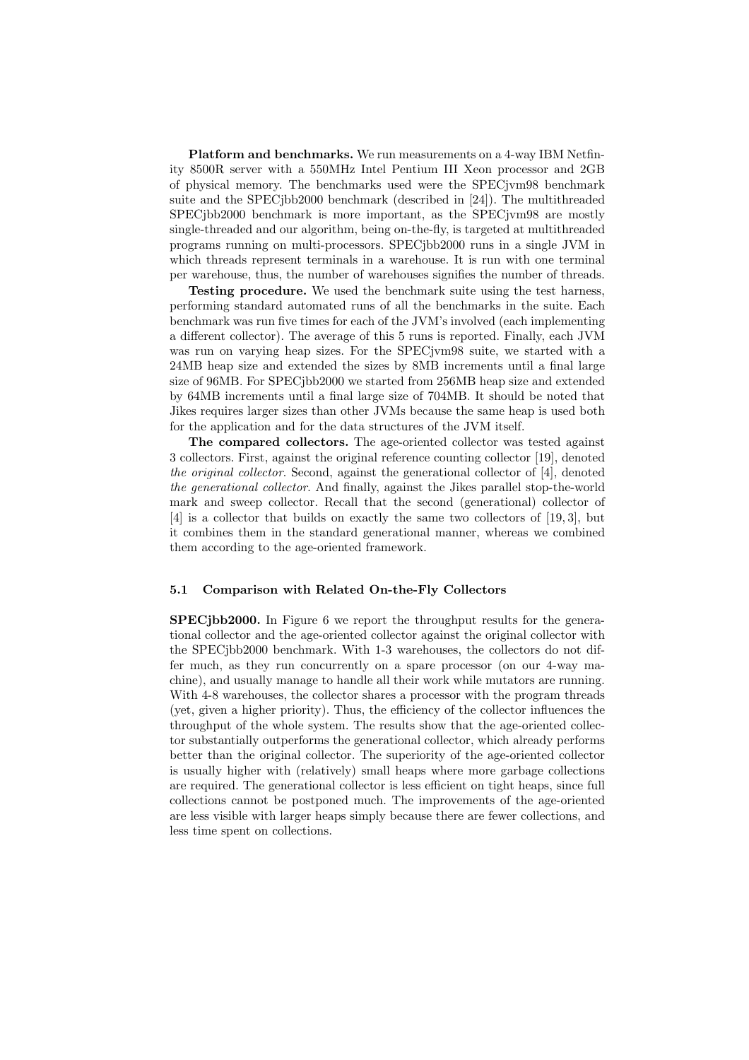**Platform and benchmarks.** We run measurements on a 4-way IBM Netfinity 8500R server with a 550MHz Intel Pentium III Xeon processor and 2GB of physical memory. The benchmarks used were the SPECjvm98 benchmark suite and the SPECjbb2000 benchmark (described in [24]). The multithreaded SPECjbb2000 benchmark is more important, as the SPECjvm98 are mostly single-threaded and our algorithm, being on-the-fly, is targeted at multithreaded programs running on multi-processors. SPECjbb2000 runs in a single JVM in which threads represent terminals in a warehouse. It is run with one terminal per warehouse, thus, the number of warehouses signifies the number of threads.

**Testing procedure.** We used the benchmark suite using the test harness, performing standard automated runs of all the benchmarks in the suite. Each benchmark was run five times for each of the JVM's involved (each implementing a different collector). The average of this 5 runs is reported. Finally, each JVM was run on varying heap sizes. For the SPECjvm98 suite, we started with a 24MB heap size and extended the sizes by 8MB increments until a final large size of 96MB. For SPECjbb2000 we started from 256MB heap size and extended by 64MB increments until a final large size of 704MB. It should be noted that Jikes requires larger sizes than other JVMs because the same heap is used both for the application and for the data structures of the JVM itself.

**The compared collectors.** The age-oriented collector was tested against 3 collectors. First, against the original reference counting collector [19], denoted *the original collector*. Second, against the generational collector of [4], denoted *the generational collector*. And finally, against the Jikes parallel stop-the-world mark and sweep collector. Recall that the second (generational) collector of [4] is a collector that builds on exactly the same two collectors of [19, 3], but it combines them in the standard generational manner, whereas we combined them according to the age-oriented framework.

### 5.1 Comparison with Related On-the-Fly Collectors

**SPECjbb2000.** In Figure 6 we report the throughput results for the generational collector and the age-oriented collector against the original collector with the SPECjbb2000 benchmark. With 1-3 warehouses, the collectors do not differ much, as they run concurrently on a spare processor (on our 4-way machine), and usually manage to handle all their work while mutators are running. With 4-8 warehouses, the collector shares a processor with the program threads (yet, given a higher priority). Thus, the efficiency of the collector influences the throughput of the whole system. The results show that the age-oriented collector substantially outperforms the generational collector, which already performs better than the original collector. The superiority of the age-oriented collector is usually higher with (relatively) small heaps where more garbage collections are required. The generational collector is less efficient on tight heaps, since full collections cannot be postponed much. The improvements of the age-oriented are less visible with larger heaps simply because there are fewer collections, and less time spent on collections.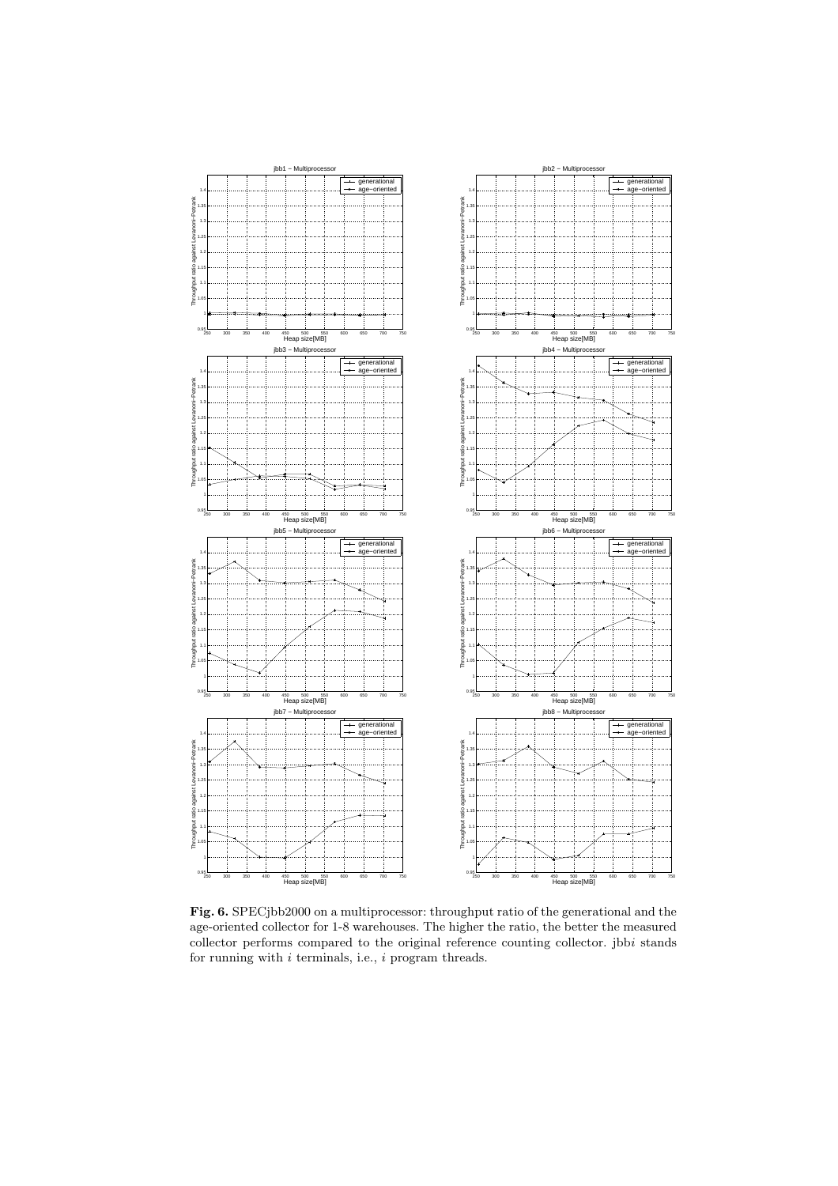**Fig. 6.** SPECjbb2000 on a multiprocessor: throughput ratio of the generational and the age-oriented collector for 1-8 warehouses. The higher the ratio, the better the measured collector performs compared to the original reference counting collector. jbb$i$ stands for running with $i$ terminals, i.e., $i$ program threads.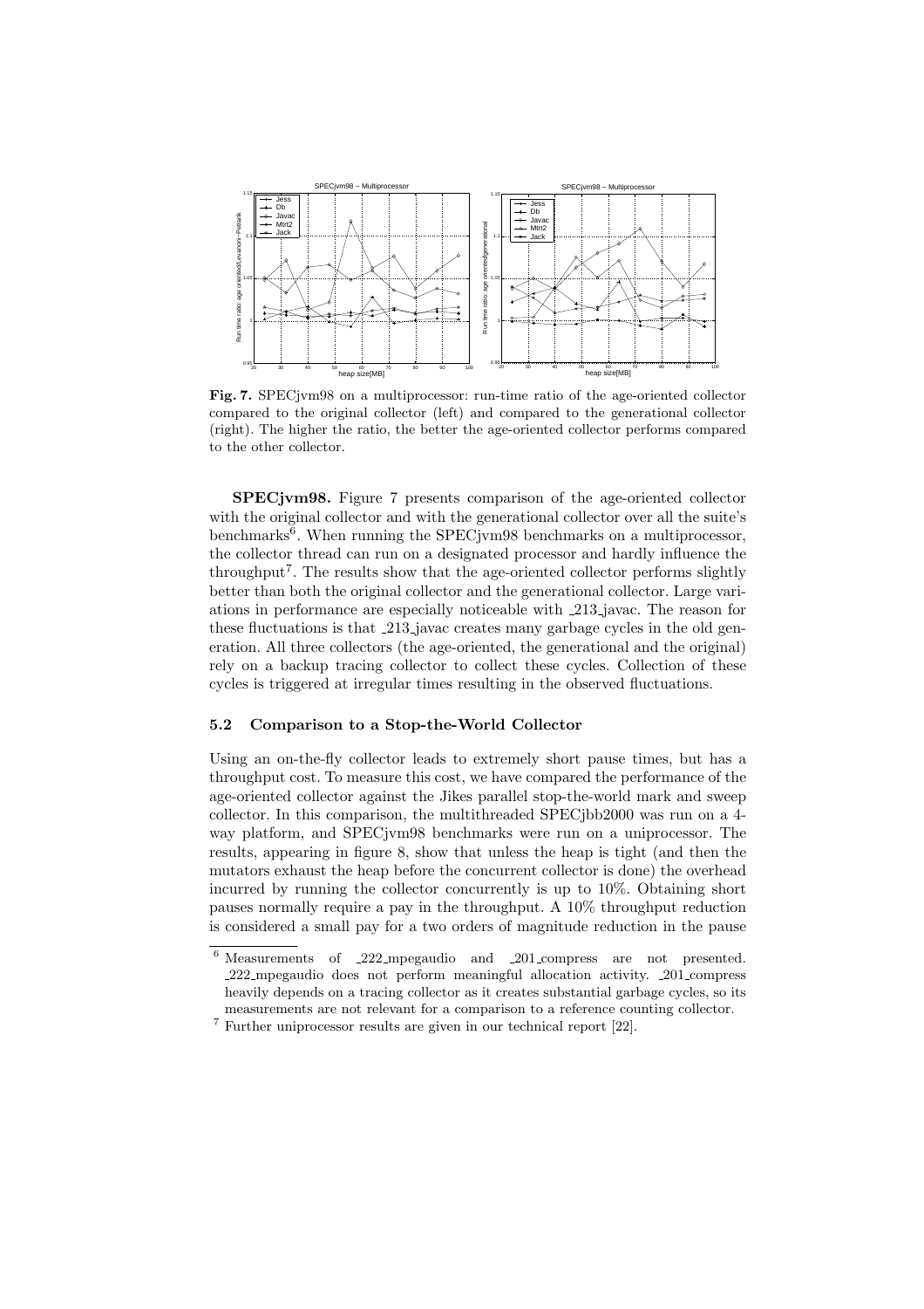**Fig. 7.** SPECjvm98 on a multiprocessor: run-time ratio of the age-oriented collector compared to the original collector (left) and compared to the generational collector (right). The higher the ratio, the better the age-oriented collector performs compared to the other collector.

**SPECjvm98.** Figure 7 presents comparison of the age-oriented collector with the original collector and with the generational collector over all the suite's benchmarks[6]. When running the SPECjvm98 benchmarks on a multiprocessor, the collector thread can run on a designated processor and hardly influence the throughput[7]. The results show that the age-oriented collector performs slightly better than both the original collector and the generational collector. Large variations in performance are especially noticeable with _213_javac. The reason for these fluctuations is that _213_javac creates many garbage cycles in the old generation. All three collectors (the age-oriented, the generational and the original) rely on a backup tracing collector to collect these cycles. Collection of these cycles is triggered at irregular times resulting in the observed fluctuations.

### 5.2 Comparison to a Stop-the-World Collector

Using an on-the-fly collector leads to extremely short pause times, but has a throughput cost. To measure this cost, we have compared the performance of the age-oriented collector against the Jikes parallel stop-the-world mark and sweep collector. In this comparison, the multithreaded SPECjbb2000 was run on a 4-way platform, and SPECjvm98 benchmarks were run on a uniprocessor. The results, appearing in figure 8, show that unless the heap is tight (and then the mutators exhaust the heap before the concurrent collector is done) the overhead incurred by running the collector concurrently is up to 10%. Obtaining short pauses normally require a pay in the throughput. A 10% throughput reduction is considered a small pay for a two orders of magnitude reduction in the pause

[6] Measurements of _222_mpegaudio and _201_compress are not presented. _222_mpegaudio does not perform meaningful allocation activity. _201_compress heavily depends on a tracing collector as it creates substantial garbage cycles, so its measurements are not relevant for a comparison to a reference counting collector.

[7] Further uniprocessor results are given in our technical report [22].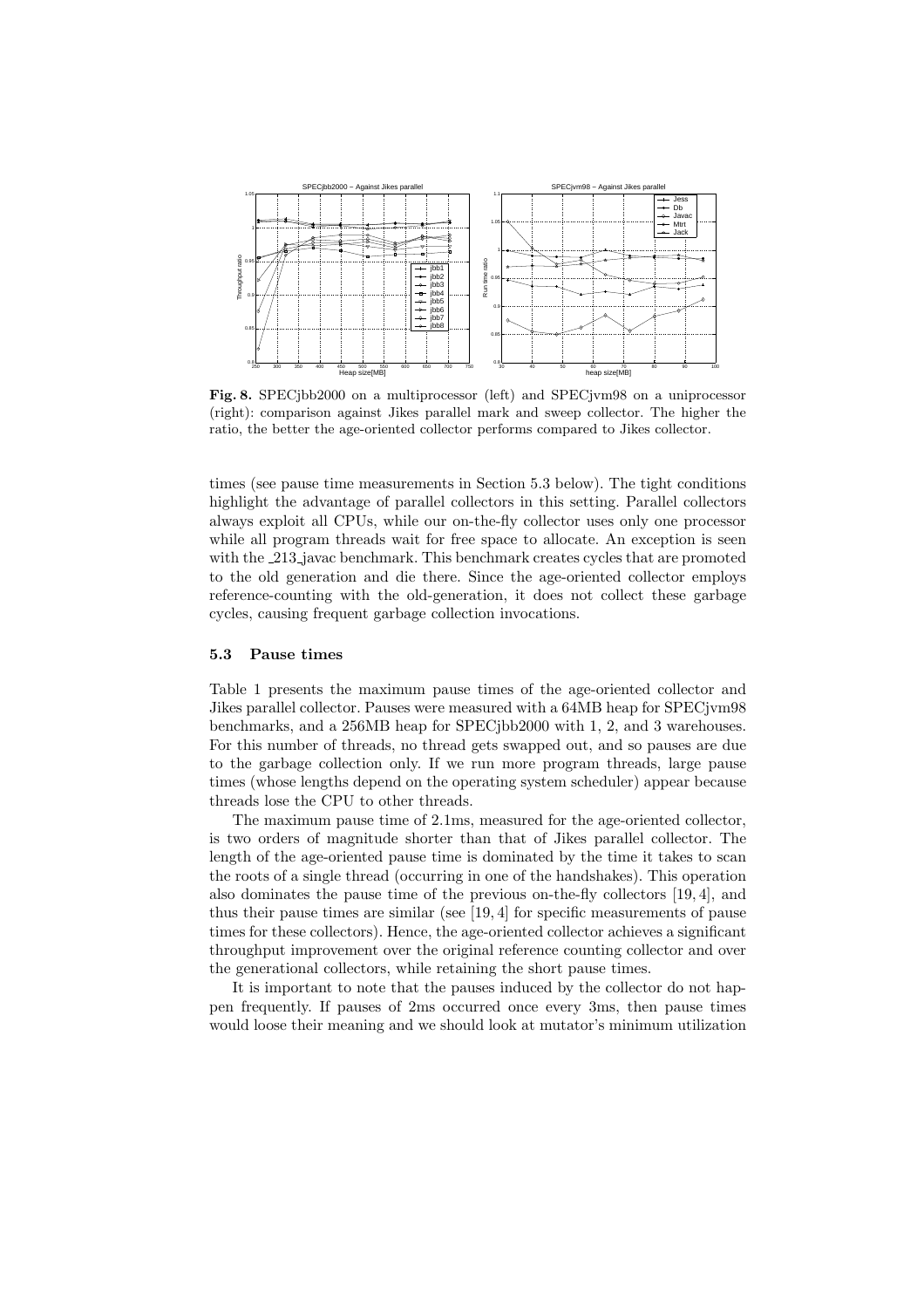**Fig. 8.** SPECjbb2000 on a multiprocessor (left) and SPECjvm98 on a uniprocessor (right): comparison against Jikes parallel mark and sweep collector. The higher the ratio, the better the age-oriented collector performs compared to Jikes collector.

times (see pause time measurements in Section 5.3 below). The tight conditions highlight the advantage of parallel collectors in this setting. Parallel collectors always exploit all CPUs, while our on-the-fly collector uses only one processor while all program threads wait for free space to allocate. An exception is seen with the _213_javac benchmark. This benchmark creates cycles that are promoted to the old generation and die there. Since the age-oriented collector employs reference-counting with the old-generation, it does not collect these garbage cycles, causing frequent garbage collection invocations.

### 5.3 Pause times

Table 1 presents the maximum pause times of the age-oriented collector and Jikes parallel collector. Pauses were measured with a 64MB heap for SPECjvm98 benchmarks, and a 256MB heap for SPECjbb2000 with 1, 2, and 3 warehouses. For this number of threads, no thread gets swapped out, and so pauses are due to the garbage collection only. If we run more program threads, large pause times (whose lengths depend on the operating system scheduler) appear because threads lose the CPU to other threads.

The maximum pause time of 2.1ms, measured for the age-oriented collector, is two orders of magnitude shorter than that of Jikes parallel collector. The length of the age-oriented pause time is dominated by the time it takes to scan the roots of a single thread (occurring in one of the handshakes). This operation also dominates the pause time of the previous on-the-fly collectors [19, 4], and thus their pause times are similar (see [19, 4] for specific measurements of pause times for these collectors). Hence, the age-oriented collector achieves a significant throughput improvement over the original reference counting collector and over the generational collectors, while retaining the short pause times.

It is important to note that the pauses induced by the collector do not happen frequently. If pauses of 2ms occurred once every 3ms, then pause times would loose their meaning and we should look at mutator's minimum utilization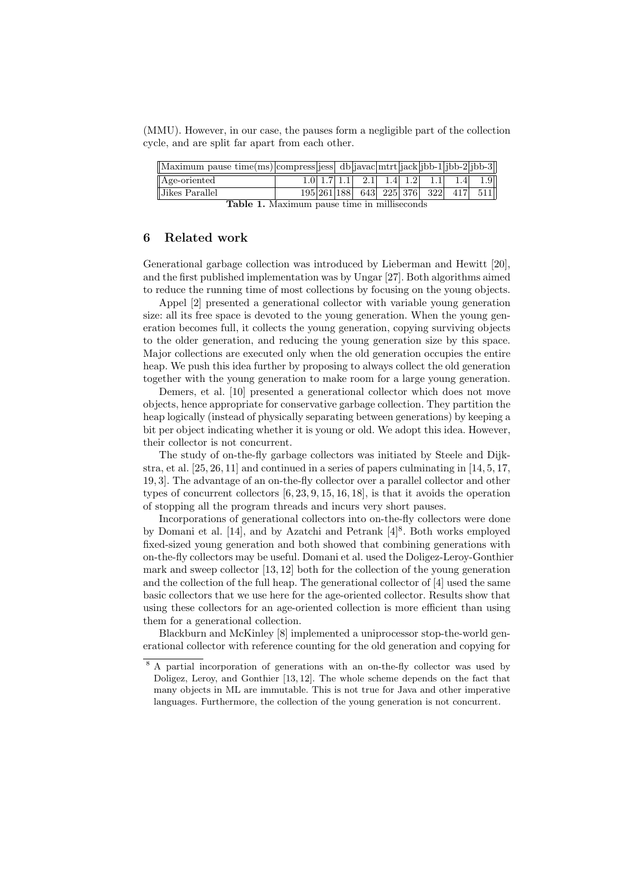(MMU). However, in our case, the pauses form a negligible part of the collection cycle, and are split far apart from each other.

| Maximum pause time(ms) | compress | jess | db | javac | mtrt | jack | jbb-1 | jbb-2 | jbb-3 |
|---|---|---|---|---|---|---|---|---|---|
| Age-oriented | 1.0 | 1.7 | 1.1 | 2.1 | 1.4 | 1.2 | 1.1 | 1.4 | 1.9 |
| Jikes Parallel | 195 | 261 | 188 | 643 | 225 | 376 | 322 | 417 | 511 |

**Table 1.** Maximum pause time in milliseconds

## 6 Related work

Generational garbage collection was introduced by Lieberman and Hewitt [20], and the first published implementation was by Ungar [27]. Both algorithms aimed to reduce the running time of most collections by focusing on the young objects.

Appel [2] presented a generational collector with variable young generation size: all its free space is devoted to the young generation. When the young generation becomes full, it collects the young generation, copying surviving objects to the older generation, and reducing the young generation size by this space. Major collections are executed only when the old generation occupies the entire heap. We push this idea further by proposing to always collect the old generation together with the young generation to make room for a large young generation.

Demers, et al. [10] presented a generational collector which does not move objects, hence appropriate for conservative garbage collection. They partition the heap logically (instead of physically separating between generations) by keeping a bit per object indicating whether it is young or old. We adopt this idea. However, their collector is not concurrent.

The study of on-the-fly garbage collectors was initiated by Steele and Dijkstra, et al. [25, 26, 11] and continued in a series of papers culminating in [14, 5, 17, 19, 3]. The advantage of an on-the-fly collector over a parallel collector and other types of concurrent collectors [6, 23, 9, 15, 16, 18], is that it avoids the operation of stopping all the program threads and incurs very short pauses.

Incorporations of generational collectors into on-the-fly collectors were done by Domani et al. [14], and by Azatchi and Petrank [4][8]. Both works employed fixed-sized young generation and both showed that combining generations with on-the-fly collectors may be useful. Domani et al. used the Doligez-Leroy-Gonthier mark and sweep collector [13, 12] both for the collection of the young generation and the collection of the full heap. The generational collector of [4] used the same basic collectors that we use here for the age-oriented collector. Results show that using these collectors for an age-oriented collection is more efficient than using them for a generational collection.

Blackburn and McKinley [8] implemented a uniprocessor stop-the-world generational collector with reference counting for the old generation and copying for

[8] A partial incorporation of generations with an on-the-fly collector was used by Doligez, Leroy, and Gonthier [13, 12]. The whole scheme depends on the fact that many objects in ML are immutable. This is not true for Java and other imperative languages. Furthermore, the collection of the young generation is not concurrent.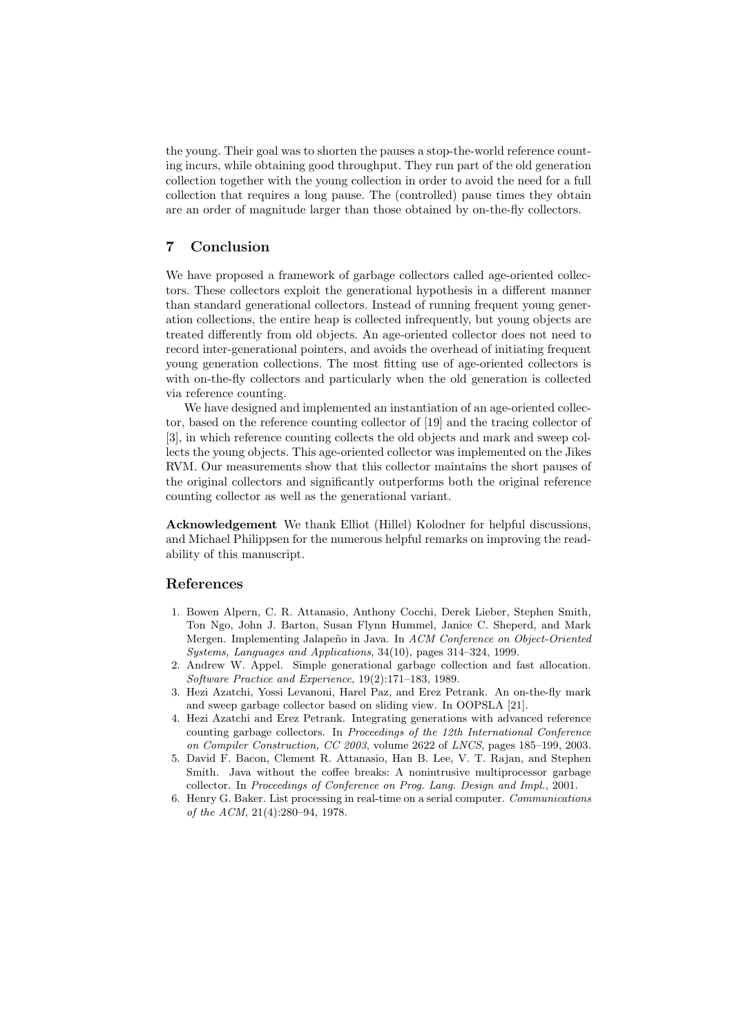the young. Their goal was to shorten the pauses a stop-the-world reference counting incurs, while obtaining good throughput. They run part of the old generation collection together with the young collection in order to avoid the need for a full collection that requires a long pause. The (controlled) pause times they obtain are an order of magnitude larger than those obtained by on-the-fly collectors.

## 7 Conclusion

We have proposed a framework of garbage collectors called age-oriented collectors. These collectors exploit the generational hypothesis in a different manner than standard generational collectors. Instead of running frequent young generation collections, the entire heap is collected infrequently, but young objects are treated differently from old objects. An age-oriented collector does not need to record inter-generational pointers, and avoids the overhead of initiating frequent young generation collections. The most fitting use of age-oriented collectors is with on-the-fly collectors and particularly when the old generation is collected via reference counting.

We have designed and implemented an instantiation of an age-oriented collector, based on the reference counting collector of [19] and the tracing collector of [3], in which reference counting collects the old objects and mark and sweep collects the young objects. This age-oriented collector was implemented on the Jikes RVM. Our measurements show that this collector maintains the short pauses of the original collectors and significantly outperforms both the original reference counting collector as well as the generational variant.

**Acknowledgement** We thank Elliot (Hillel) Kolodner for helpful discussions, and Michael Philippsen for the numerous helpful remarks on improving the readability of this manuscript.

## References

1. Bowen Alpern, C. R. Attanasio, Anthony Cocchi, Derek Lieber, Stephen Smith, Ton Ngo, John J. Barton, Susan Flynn Hummel, Janice C. Sheperd, and Mark Mergen. Implementing Jalapeño in Java. In *ACM Conference on Object-Oriented Systems, Languages and Applications*, 34(10), pages 314–324, 1999.
2. Andrew W. Appel. Simple generational garbage collection and fast allocation. *Software Practice and Experience*, 19(2):171–183, 1989.
3. Hezi Azatchi, Yossi Levanoni, Harel Paz, and Erez Petrank. An on-the-fly mark and sweep garbage collector based on sliding view. In OOPSLA [21].
4. Hezi Azatchi and Erez Petrank. Integrating generations with advanced reference counting garbage collectors. In *Proceedings of the 12th International Conference on Compiler Construction, CC 2003*, volume 2622 of *LNCS*, pages 185–199, 2003.
5. David F. Bacon, Clement R. Attanasio, Han B. Lee, V. T. Rajan, and Stephen Smith. Java without the coffee breaks: A nonintrusive multiprocessor garbage collector. In *Proceedings of Conference on Prog. Lang. Design and Impl.*, 2001.
6. Henry G. Baker. List processing in real-time on a serial computer. *Communications of the ACM*, 21(4):280–94, 1978.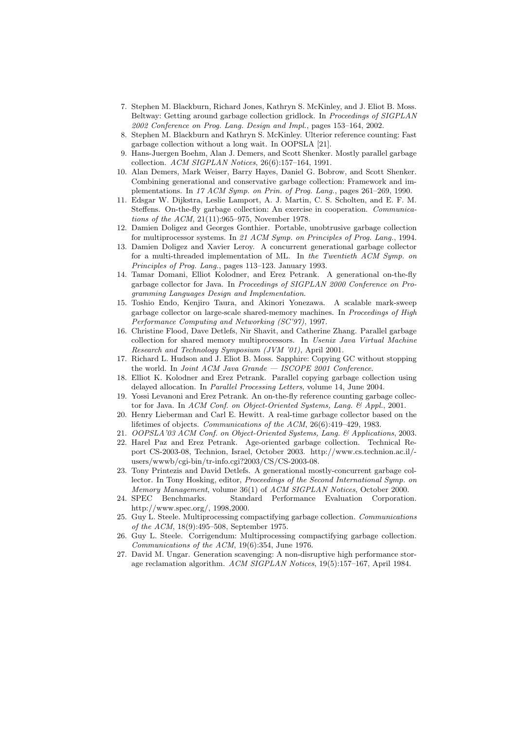7. Stephen M. Blackburn, Richard Jones, Kathryn S. McKinley, and J. Eliot B. Moss. Beltway: Getting around garbage collection gridlock. In *Proceedings of SIGPLAN 2002 Conference on Prog. Lang. Design and Impl.*, pages 153–164, 2002.
8. Stephen M. Blackburn and Kathryn S. McKinley. Ulterior reference counting: Fast garbage collection without a long wait. In OOPSLA [21].
9. Hans-Juergen Boehm, Alan J. Demers, and Scott Shenker. Mostly parallel garbage collection. *ACM SIGPLAN Notices*, 26(6):157–164, 1991.
10. Alan Demers, Mark Weiser, Barry Hayes, Daniel G. Bobrow, and Scott Shenker. Combining generational and conservative garbage collection: Framework and implementations. In *17 ACM Symp. on Prin. of Prog. Lang.*, pages 261–269, 1990.
11. Edsgar W. Dijkstra, Leslie Lamport, A. J. Martin, C. S. Scholten, and E. F. M. Steffens. On-the-fly garbage collection: An exercise in cooperation. *Communications of the ACM*, 21(11):965–975, November 1978.
12. Damien Doligez and Georges Gonthier. Portable, unobtrusive garbage collection for multiprocessor systems. In *21 ACM Symp. on Principles of Prog. Lang.*, 1994.
13. Damien Doligez and Xavier Leroy. A concurrent generational garbage collector for a multi-threaded implementation of ML. In *the Twentieth ACM Symp. on Principles of Prog. Lang.*, pages 113–123. January 1993.
14. Tamar Domani, Elliot Kolodner, and Erez Petrank. A generational on-the-fly garbage collector for Java. In *Proceedings of SIGPLAN 2000 Conference on Programming Languages Design and Implementation*.
15. Toshio Endo, Kenjiro Taura, and Akinori Yonezawa. A scalable mark-sweep garbage collector on large-scale shared-memory machines. In *Proceedings of High Performance Computing and Networking (SC'97)*, 1997.
16. Christine Flood, Dave Detlefs, Nir Shavit, and Catherine Zhang. Parallel garbage collection for shared memory multiprocessors. In *Usenix Java Virtual Machine Research and Technology Symposium (JVM '01)*, April 2001.
17. Richard L. Hudson and J. Eliot B. Moss. Sapphire: Copying GC without stopping the world. In *Joint ACM Java Grande — ISCOPE 2001 Conference.*
18. Elliot K. Kolodner and Erez Petrank. Parallel copying garbage collection using delayed allocation. In *Parallel Processing Letters*, volume 14, June 2004.
19. Yossi Levanoni and Erez Petrank. An on-the-fly reference counting garbage collector for Java. In *ACM Conf. on Object-Oriented Systems, Lang. & Appl.*, 2001.
20. Henry Lieberman and Carl E. Hewitt. A real-time garbage collector based on the lifetimes of objects. *Communications of the ACM*, 26(6):419–429, 1983.
21. *OOPSLA'03 ACM Conf. on Object-Oriented Systems, Lang. & Applications*, 2003.
22. Harel Paz and Erez Petrank. Age-oriented garbage collection. Technical Report CS-2003-08, Technion, Israel, October 2003. http://www.cs.technion.ac.il/-users/wwwb/cgi-bin/tr-info.cgi?2003/CS/CS-2003-08.
23. Tony Printezis and David Detlefs. A generational mostly-concurrent garbage collector. In Tony Hosking, editor, *Proceedings of the Second International Symp. on Memory Management*, volume 36(1) of *ACM SIGPLAN Notices*, October 2000.
24. SPEC Benchmarks. Standard Performance Evaluation Corporation. http://www.spec.org/, 1998,2000.
25. Guy L. Steele. Multiprocessing compactifying garbage collection. *Communications of the ACM*, 18(9):495–508, September 1975.
26. Guy L. Steele. Corrigendum: Multiprocessing compactifying garbage collection. *Communications of the ACM*, 19(6):354, June 1976.
27. David M. Ungar. Generation scavenging: A non-disruptive high performance storage reclamation algorithm. *ACM SIGPLAN Notices*, 19(5):157–167, April 1984.